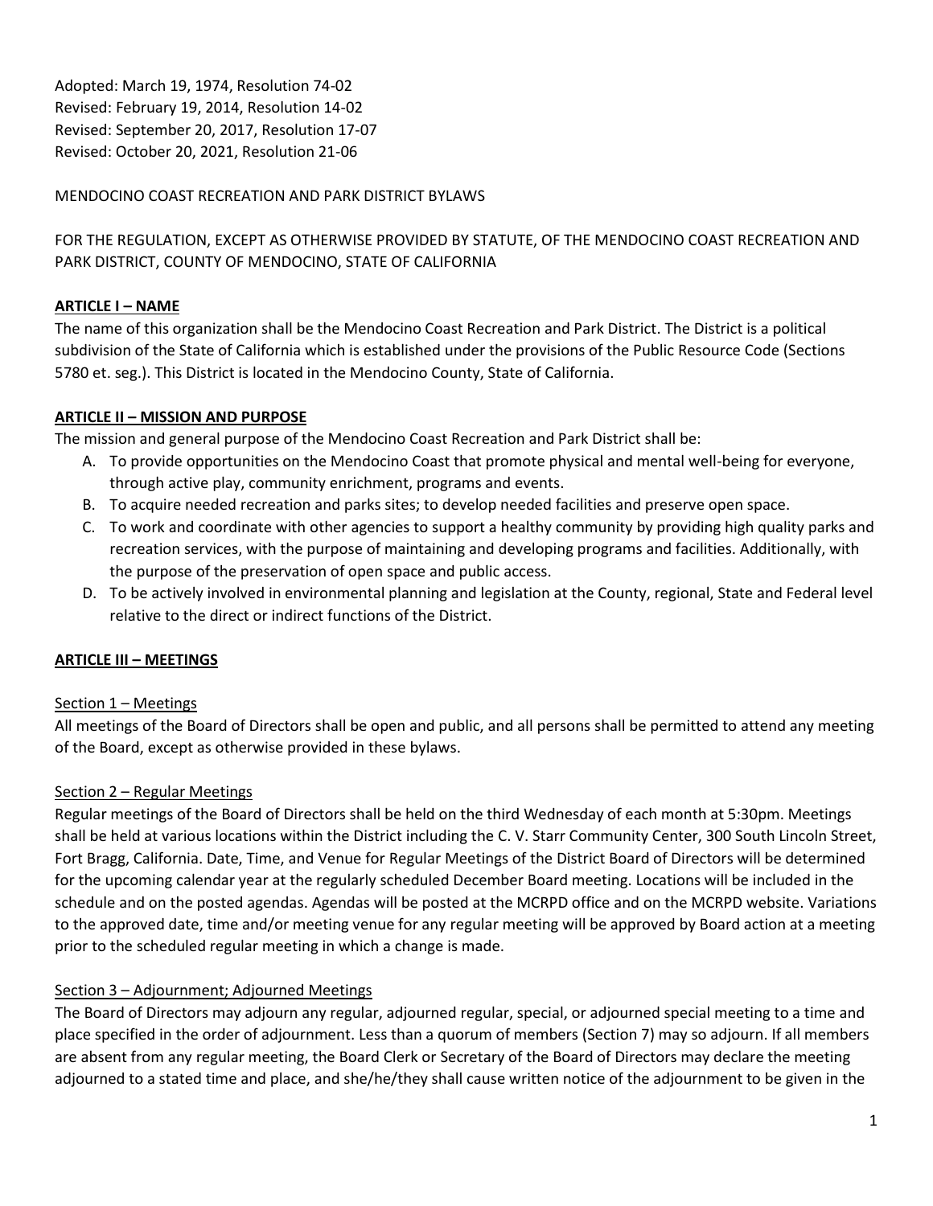Adopted: March 19, 1974, Resolution 74-02
Revised: February 19, 2014, Resolution 14-02
Revised: September 20, 2017, Resolution 17-07
Revised: October 20, 2021, Resolution 21-06

# MENDOCINO COAST RECREATION AND PARK DISTRICT BYLAWS

FOR THE REGULATION, EXCEPT AS OTHERWISE PROVIDED BY STATUTE, OF THE MENDOCINO COAST RECREATION AND PARK DISTRICT, COUNTY OF MENDOCINO, STATE OF CALIFORNIA

## ARTICLE I – NAME

The name of this organization shall be the Mendocino Coast Recreation and Park District. The District is a political subdivision of the State of California which is established under the provisions of the Public Resource Code (Sections 5780 et. seg.). This District is located in the Mendocino County, State of California.

## ARTICLE II – MISSION AND PURPOSE

The mission and general purpose of the Mendocino Coast Recreation and Park District shall be:

A. To provide opportunities on the Mendocino Coast that promote physical and mental well-being for everyone, through active play, community enrichment, programs and events.
B. To acquire needed recreation and parks sites; to develop needed facilities and preserve open space.
C. To work and coordinate with other agencies to support a healthy community by providing high quality parks and recreation services, with the purpose of maintaining and developing programs and facilities. Additionally, with the purpose of the preservation of open space and public access.
D. To be actively involved in environmental planning and legislation at the County, regional, State and Federal level relative to the direct or indirect functions of the District.

## ARTICLE III – MEETINGS

### Section 1 – Meetings

All meetings of the Board of Directors shall be open and public, and all persons shall be permitted to attend any meeting of the Board, except as otherwise provided in these bylaws.

### Section 2 – Regular Meetings

Regular meetings of the Board of Directors shall be held on the third Wednesday of each month at 5:30pm. Meetings shall be held at various locations within the District including the C. V. Starr Community Center, 300 South Lincoln Street, Fort Bragg, California. Date, Time, and Venue for Regular Meetings of the District Board of Directors will be determined for the upcoming calendar year at the regularly scheduled December Board meeting. Locations will be included in the schedule and on the posted agendas. Agendas will be posted at the MCRPD office and on the MCRPD website. Variations to the approved date, time and/or meeting venue for any regular meeting will be approved by Board action at a meeting prior to the scheduled regular meeting in which a change is made.

### Section 3 – Adjournment; Adjourned Meetings

The Board of Directors may adjourn any regular, adjourned regular, special, or adjourned special meeting to a time and place specified in the order of adjournment. Less than a quorum of members (Section 7) may so adjourn. If all members are absent from any regular meeting, the Board Clerk or Secretary of the Board of Directors may declare the meeting adjourned to a stated time and place, and she/he/they shall cause written notice of the adjournment to be given in the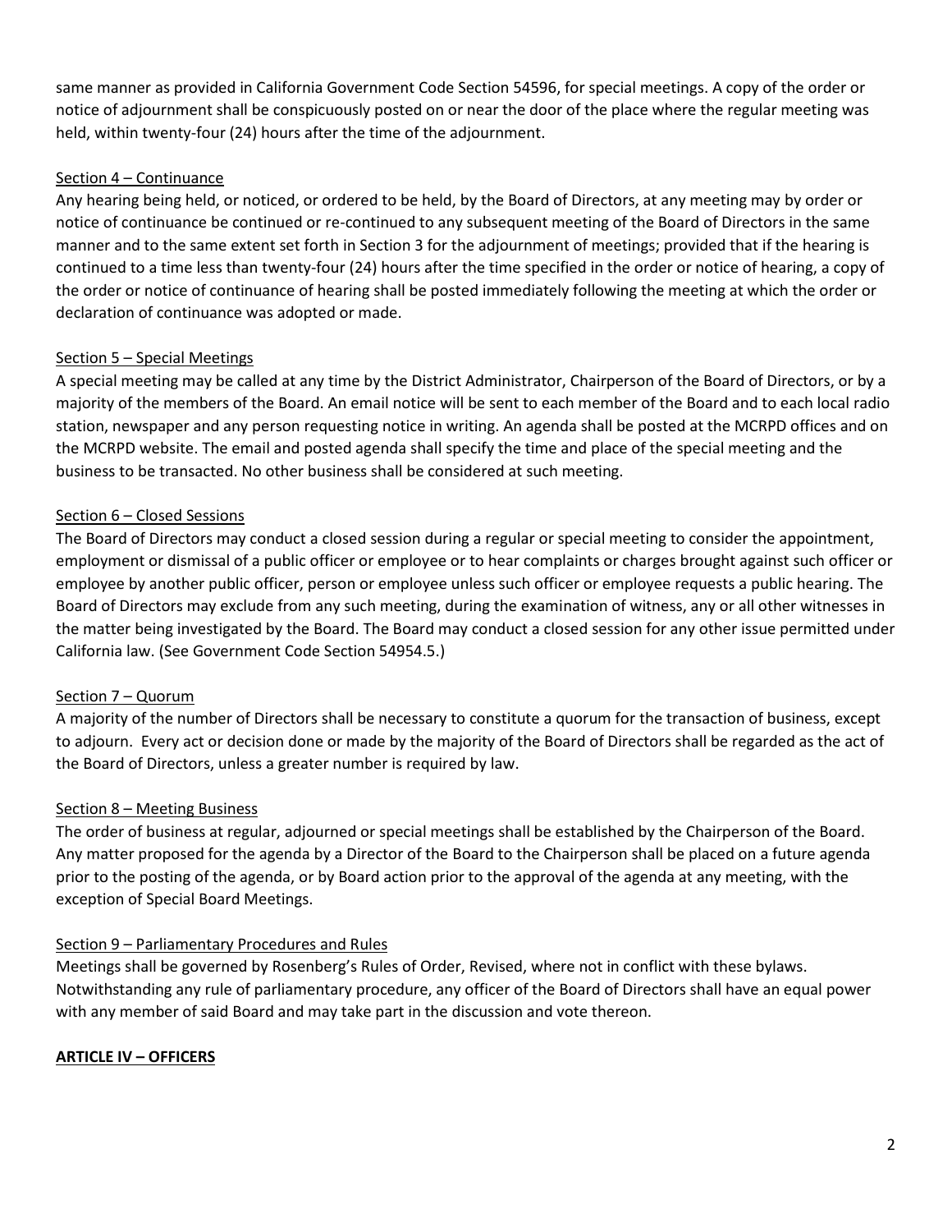same manner as provided in California Government Code Section 54596, for special meetings. A copy of the order or notice of adjournment shall be conspicuously posted on or near the door of the place where the regular meeting was held, within twenty-four (24) hours after the time of the adjournment.

### Section 4 – Continuance

Any hearing being held, or noticed, or ordered to be held, by the Board of Directors, at any meeting may by order or notice of continuance be continued or re-continued to any subsequent meeting of the Board of Directors in the same manner and to the same extent set forth in Section 3 for the adjournment of meetings; provided that if the hearing is continued to a time less than twenty-four (24) hours after the time specified in the order or notice of hearing, a copy of the order or notice of continuance of hearing shall be posted immediately following the meeting at which the order or declaration of continuance was adopted or made.

### Section 5 – Special Meetings

A special meeting may be called at any time by the District Administrator, Chairperson of the Board of Directors, or by a majority of the members of the Board. An email notice will be sent to each member of the Board and to each local radio station, newspaper and any person requesting notice in writing. An agenda shall be posted at the MCRPD offices and on the MCRPD website. The email and posted agenda shall specify the time and place of the special meeting and the business to be transacted. No other business shall be considered at such meeting.

### Section 6 – Closed Sessions

The Board of Directors may conduct a closed session during a regular or special meeting to consider the appointment, employment or dismissal of a public officer or employee or to hear complaints or charges brought against such officer or employee by another public officer, person or employee unless such officer or employee requests a public hearing. The Board of Directors may exclude from any such meeting, during the examination of witness, any or all other witnesses in the matter being investigated by the Board. The Board may conduct a closed session for any other issue permitted under California law. (See Government Code Section 54954.5.)

### Section 7 – Quorum

A majority of the number of Directors shall be necessary to constitute a quorum for the transaction of business, except to adjourn. Every act or decision done or made by the majority of the Board of Directors shall be regarded as the act of the Board of Directors, unless a greater number is required by law.

### Section 8 – Meeting Business

The order of business at regular, adjourned or special meetings shall be established by the Chairperson of the Board. Any matter proposed for the agenda by a Director of the Board to the Chairperson shall be placed on a future agenda prior to the posting of the agenda, or by Board action prior to the approval of the agenda at any meeting, with the exception of Special Board Meetings.

### Section 9 – Parliamentary Procedures and Rules

Meetings shall be governed by Rosenberg's Rules of Order, Revised, where not in conflict with these bylaws. Notwithstanding any rule of parliamentary procedure, any officer of the Board of Directors shall have an equal power with any member of said Board and may take part in the discussion and vote thereon.

## ARTICLE IV – OFFICERS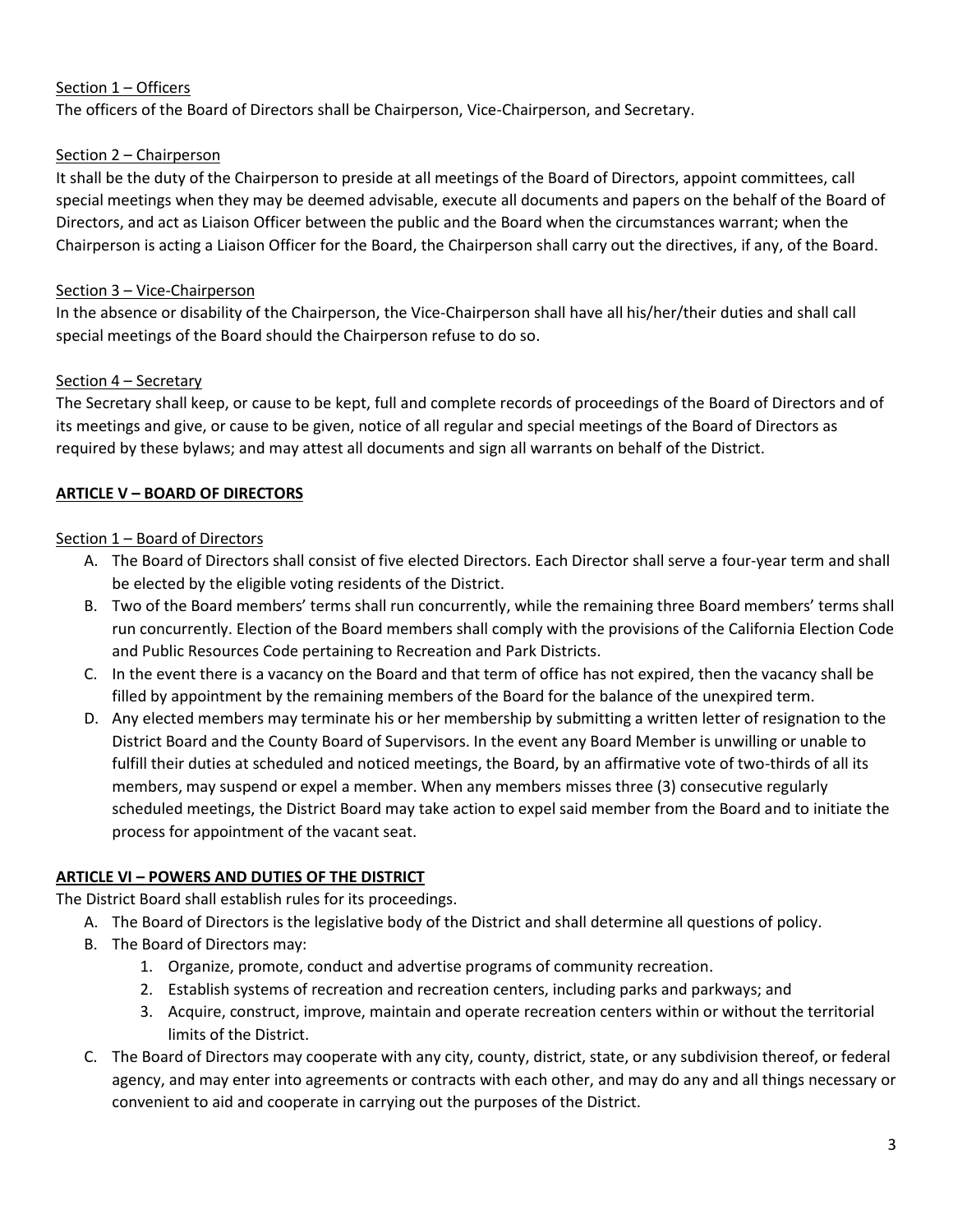Section 1 – Officers

The officers of the Board of Directors shall be Chairperson, Vice-Chairperson, and Secretary.

Section 2 – Chairperson

It shall be the duty of the Chairperson to preside at all meetings of the Board of Directors, appoint committees, call special meetings when they may be deemed advisable, execute all documents and papers on the behalf of the Board of Directors, and act as Liaison Officer between the public and the Board when the circumstances warrant; when the Chairperson is acting a Liaison Officer for the Board, the Chairperson shall carry out the directives, if any, of the Board.

Section 3 – Vice-Chairperson

In the absence or disability of the Chairperson, the Vice-Chairperson shall have all his/her/their duties and shall call special meetings of the Board should the Chairperson refuse to do so.

Section 4 – Secretary

The Secretary shall keep, or cause to be kept, full and complete records of proceedings of the Board of Directors and of its meetings and give, or cause to be given, notice of all regular and special meetings of the Board of Directors as required by these bylaws; and may attest all documents and sign all warrants on behalf of the District.

## ARTICLE V – BOARD OF DIRECTORS

Section 1 – Board of Directors

A. The Board of Directors shall consist of five elected Directors. Each Director shall serve a four-year term and shall be elected by the eligible voting residents of the District.
B. Two of the Board members' terms shall run concurrently, while the remaining three Board members' terms shall run concurrently. Election of the Board members shall comply with the provisions of the California Election Code and Public Resources Code pertaining to Recreation and Park Districts.
C. In the event there is a vacancy on the Board and that term of office has not expired, then the vacancy shall be filled by appointment by the remaining members of the Board for the balance of the unexpired term.
D. Any elected members may terminate his or her membership by submitting a written letter of resignation to the District Board and the County Board of Supervisors. In the event any Board Member is unwilling or unable to fulfill their duties at scheduled and noticed meetings, the Board, by an affirmative vote of two-thirds of all its members, may suspend or expel a member. When any members misses three (3) consecutive regularly scheduled meetings, the District Board may take action to expel said member from the Board and to initiate the process for appointment of the vacant seat.

## ARTICLE VI – POWERS AND DUTIES OF THE DISTRICT

The District Board shall establish rules for its proceedings.

A. The Board of Directors is the legislative body of the District and shall determine all questions of policy.
B. The Board of Directors may:
   1. Organize, promote, conduct and advertise programs of community recreation.
   2. Establish systems of recreation and recreation centers, including parks and parkways; and
   3. Acquire, construct, improve, maintain and operate recreation centers within or without the territorial limits of the District.
C. The Board of Directors may cooperate with any city, county, district, state, or any subdivision thereof, or federal agency, and may enter into agreements or contracts with each other, and may do any and all things necessary or convenient to aid and cooperate in carrying out the purposes of the District.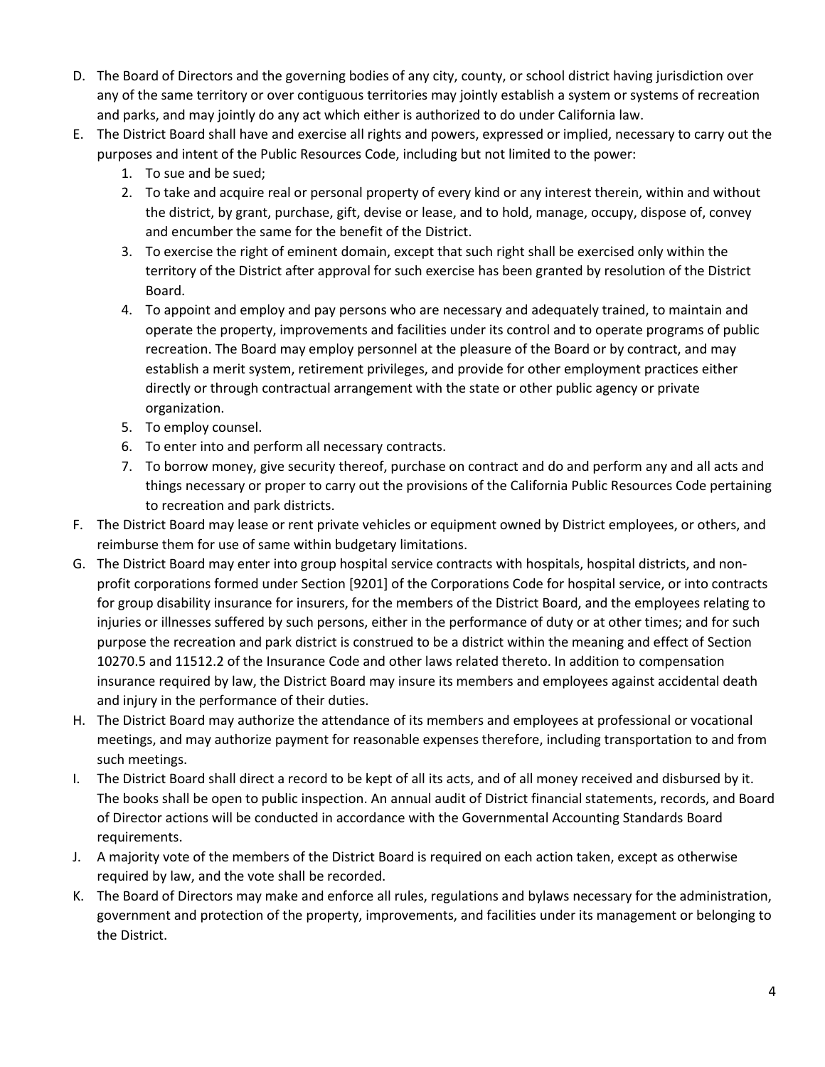D. The Board of Directors and the governing bodies of any city, county, or school district having jurisdiction over any of the same territory or over contiguous territories may jointly establish a system or systems of recreation and parks, and may jointly do any act which either is authorized to do under California law.

E. The District Board shall have and exercise all rights and powers, expressed or implied, necessary to carry out the purposes and intent of the Public Resources Code, including but not limited to the power:
   1. To sue and be sued;
   2. To take and acquire real or personal property of every kind or any interest therein, within and without the district, by grant, purchase, gift, devise or lease, and to hold, manage, occupy, dispose of, convey and encumber the same for the benefit of the District.
   3. To exercise the right of eminent domain, except that such right shall be exercised only within the territory of the District after approval for such exercise has been granted by resolution of the District Board.
   4. To appoint and employ and pay persons who are necessary and adequately trained, to maintain and operate the property, improvements and facilities under its control and to operate programs of public recreation. The Board may employ personnel at the pleasure of the Board or by contract, and may establish a merit system, retirement privileges, and provide for other employment practices either directly or through contractual arrangement with the state or other public agency or private organization.
   5. To employ counsel.
   6. To enter into and perform all necessary contracts.
   7. To borrow money, give security thereof, purchase on contract and do and perform any and all acts and things necessary or proper to carry out the provisions of the California Public Resources Code pertaining to recreation and park districts.

F. The District Board may lease or rent private vehicles or equipment owned by District employees, or others, and reimburse them for use of same within budgetary limitations.

G. The District Board may enter into group hospital service contracts with hospitals, hospital districts, and non-profit corporations formed under Section [9201] of the Corporations Code for hospital service, or into contracts for group disability insurance for insurers, for the members of the District Board, and the employees relating to injuries or illnesses suffered by such persons, either in the performance of duty or at other times; and for such purpose the recreation and park district is construed to be a district within the meaning and effect of Section 10270.5 and 11512.2 of the Insurance Code and other laws related thereto. In addition to compensation insurance required by law, the District Board may insure its members and employees against accidental death and injury in the performance of their duties.

H. The District Board may authorize the attendance of its members and employees at professional or vocational meetings, and may authorize payment for reasonable expenses therefore, including transportation to and from such meetings.

I. The District Board shall direct a record to be kept of all its acts, and of all money received and disbursed by it. The books shall be open to public inspection. An annual audit of District financial statements, records, and Board of Director actions will be conducted in accordance with the Governmental Accounting Standards Board requirements.

J. A majority vote of the members of the District Board is required on each action taken, except as otherwise required by law, and the vote shall be recorded.

K. The Board of Directors may make and enforce all rules, regulations and bylaws necessary for the administration, government and protection of the property, improvements, and facilities under its management or belonging to the District.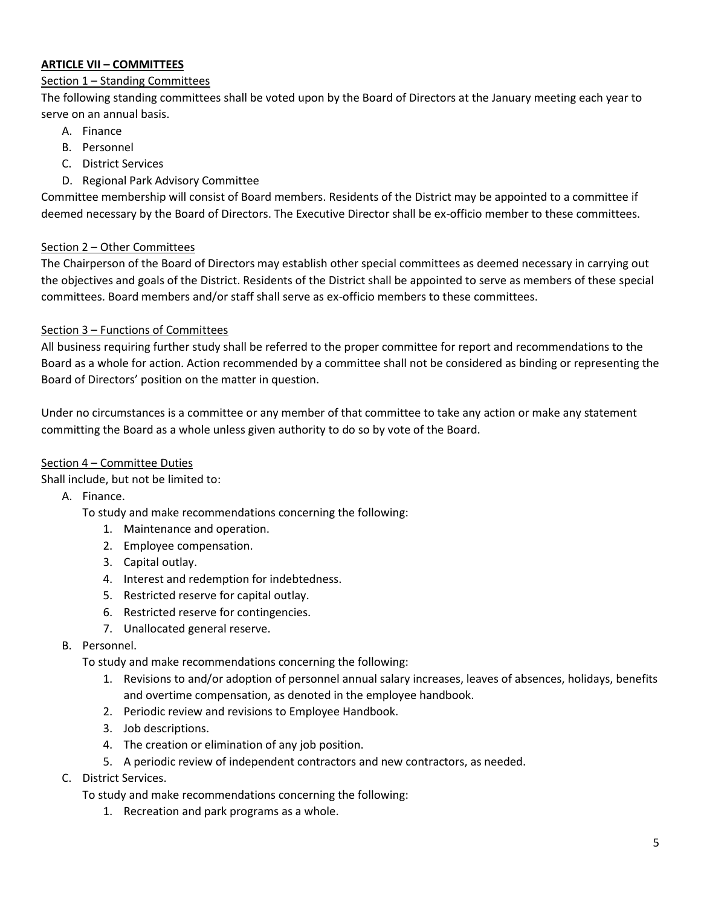## ARTICLE VII – COMMITTEES

Section 1 – Standing Committees

The following standing committees shall be voted upon by the Board of Directors at the January meeting each year to serve on an annual basis.

A. Finance
B. Personnel
C. District Services
D. Regional Park Advisory Committee

Committee membership will consist of Board members. Residents of the District may be appointed to a committee if deemed necessary by the Board of Directors. The Executive Director shall be ex-officio member to these committees.

Section 2 – Other Committees

The Chairperson of the Board of Directors may establish other special committees as deemed necessary in carrying out the objectives and goals of the District. Residents of the District shall be appointed to serve as members of these special committees. Board members and/or staff shall serve as ex-officio members to these committees.

Section 3 – Functions of Committees

All business requiring further study shall be referred to the proper committee for report and recommendations to the Board as a whole for action. Action recommended by a committee shall not be considered as binding or representing the Board of Directors' position on the matter in question.

Under no circumstances is a committee or any member of that committee to take any action or make any statement committing the Board as a whole unless given authority to do so by vote of the Board.

Section 4 – Committee Duties

Shall include, but not be limited to:

A. Finance.

   To study and make recommendations concerning the following:

   1. Maintenance and operation.
   2. Employee compensation.
   3. Capital outlay.
   4. Interest and redemption for indebtedness.
   5. Restricted reserve for capital outlay.
   6. Restricted reserve for contingencies.
   7. Unallocated general reserve.

B. Personnel.

   To study and make recommendations concerning the following:

   1. Revisions to and/or adoption of personnel annual salary increases, leaves of absences, holidays, benefits and overtime compensation, as denoted in the employee handbook.
   2. Periodic review and revisions to Employee Handbook.
   3. Job descriptions.
   4. The creation or elimination of any job position.
   5. A periodic review of independent contractors and new contractors, as needed.

C. District Services.

   To study and make recommendations concerning the following:

   1. Recreation and park programs as a whole.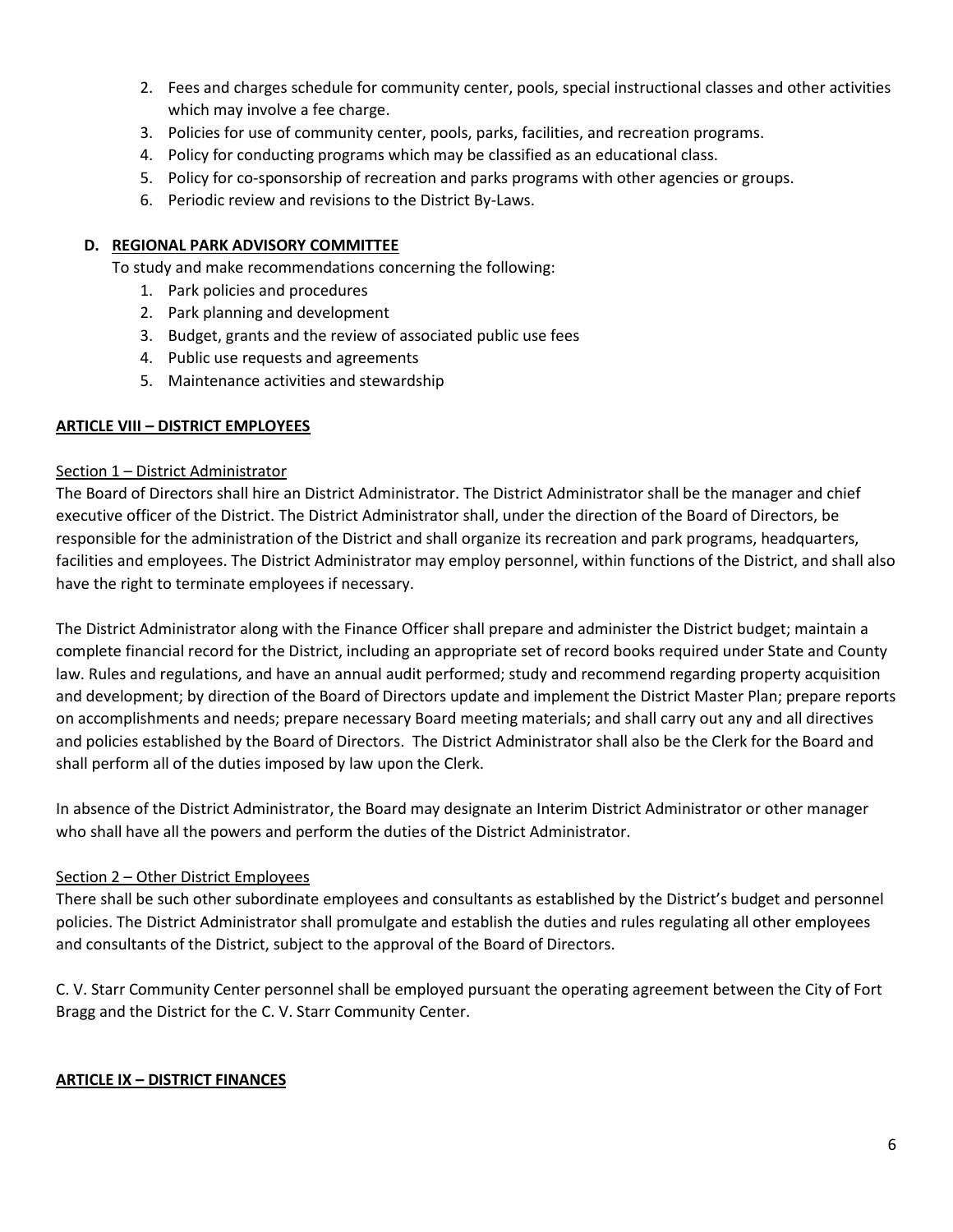2. Fees and charges schedule for community center, pools, special instructional classes and other activities which may involve a fee charge.
3. Policies for use of community center, pools, parks, facilities, and recreation programs.
4. Policy for conducting programs which may be classified as an educational class.
5. Policy for co-sponsorship of recreation and parks programs with other agencies or groups.
6. Periodic review and revisions to the District By-Laws.

**D. REGIONAL PARK ADVISORY COMMITTEE**

To study and make recommendations concerning the following:

1. Park policies and procedures
2. Park planning and development
3. Budget, grants and the review of associated public use fees
4. Public use requests and agreements
5. Maintenance activities and stewardship

## ARTICLE VIII – DISTRICT EMPLOYEES

### Section 1 – District Administrator

The Board of Directors shall hire an District Administrator. The District Administrator shall be the manager and chief executive officer of the District. The District Administrator shall, under the direction of the Board of Directors, be responsible for the administration of the District and shall organize its recreation and park programs, headquarters, facilities and employees. The District Administrator may employ personnel, within functions of the District, and shall also have the right to terminate employees if necessary.

The District Administrator along with the Finance Officer shall prepare and administer the District budget; maintain a complete financial record for the District, including an appropriate set of record books required under State and County law. Rules and regulations, and have an annual audit performed; study and recommend regarding property acquisition and development; by direction of the Board of Directors update and implement the District Master Plan; prepare reports on accomplishments and needs; prepare necessary Board meeting materials; and shall carry out any and all directives and policies established by the Board of Directors. The District Administrator shall also be the Clerk for the Board and shall perform all of the duties imposed by law upon the Clerk.

In absence of the District Administrator, the Board may designate an Interim District Administrator or other manager who shall have all the powers and perform the duties of the District Administrator.

### Section 2 – Other District Employees

There shall be such other subordinate employees and consultants as established by the District's budget and personnel policies. The District Administrator shall promulgate and establish the duties and rules regulating all other employees and consultants of the District, subject to the approval of the Board of Directors.

C. V. Starr Community Center personnel shall be employed pursuant the operating agreement between the City of Fort Bragg and the District for the C. V. Starr Community Center.

## ARTICLE IX – DISTRICT FINANCES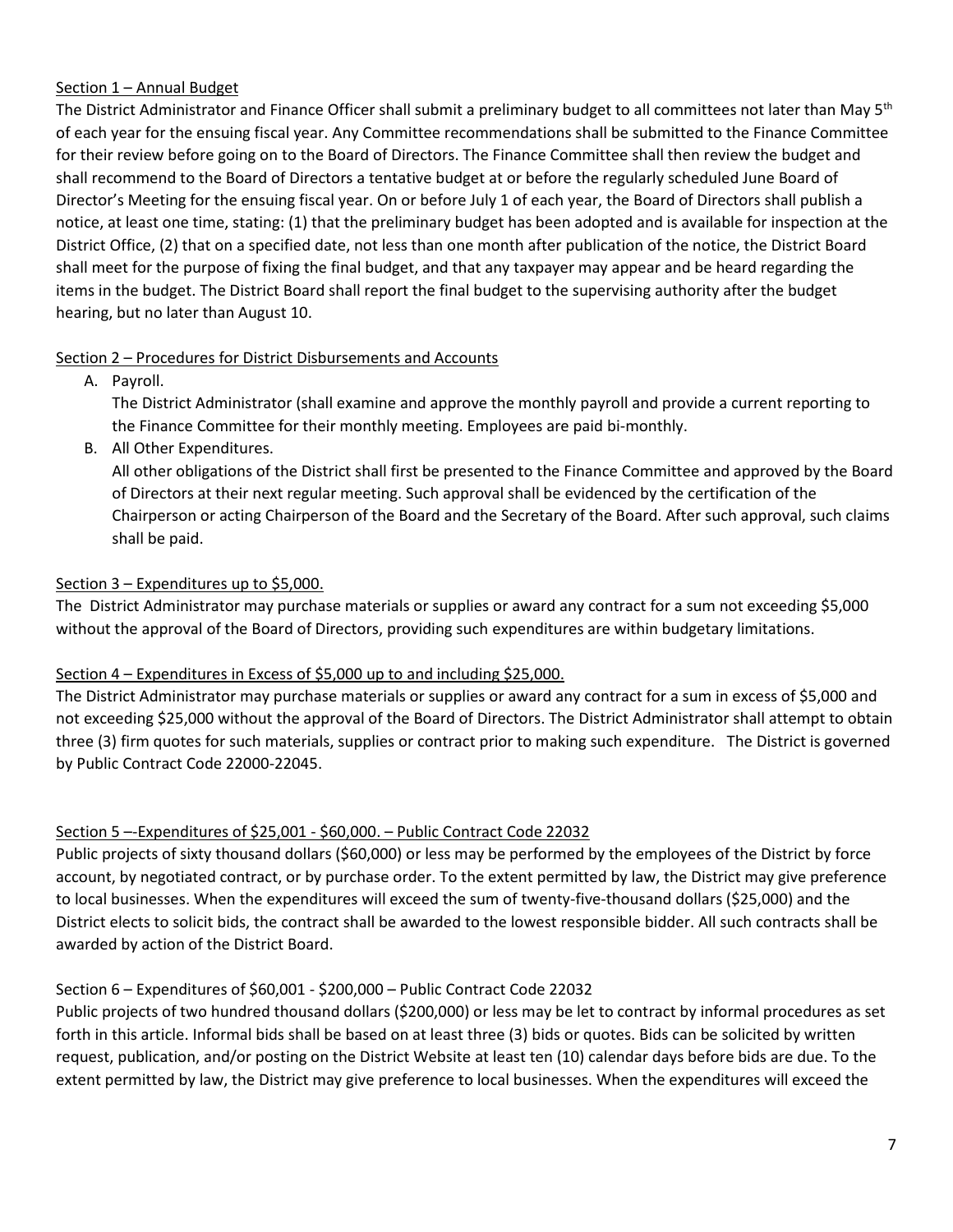Section 1 – Annual Budget

The District Administrator and Finance Officer shall submit a preliminary budget to all committees not later than May 5th of each year for the ensuing fiscal year. Any Committee recommendations shall be submitted to the Finance Committee for their review before going on to the Board of Directors. The Finance Committee shall then review the budget and shall recommend to the Board of Directors a tentative budget at or before the regularly scheduled June Board of Director's Meeting for the ensuing fiscal year. On or before July 1 of each year, the Board of Directors shall publish a notice, at least one time, stating: (1) that the preliminary budget has been adopted and is available for inspection at the District Office, (2) that on a specified date, not less than one month after publication of the notice, the District Board shall meet for the purpose of fixing the final budget, and that any taxpayer may appear and be heard regarding the items in the budget. The District Board shall report the final budget to the supervising authority after the budget hearing, but no later than August 10.

Section 2 – Procedures for District Disbursements and Accounts

A. Payroll.
   The District Administrator (shall examine and approve the monthly payroll and provide a current reporting to the Finance Committee for their monthly meeting. Employees are paid bi-monthly.

B. All Other Expenditures.
   All other obligations of the District shall first be presented to the Finance Committee and approved by the Board of Directors at their next regular meeting. Such approval shall be evidenced by the certification of the Chairperson or acting Chairperson of the Board and the Secretary of the Board. After such approval, such claims shall be paid.

Section 3 – Expenditures up to $5,000.

The District Administrator may purchase materials or supplies or award any contract for a sum not exceeding $5,000 without the approval of the Board of Directors, providing such expenditures are within budgetary limitations.

Section 4 – Expenditures in Excess of $5,000 up to and including $25,000.

The District Administrator may purchase materials or supplies or award any contract for a sum in excess of $5,000 and not exceeding $25,000 without the approval of the Board of Directors. The District Administrator shall attempt to obtain three (3) firm quotes for such materials, supplies or contract prior to making such expenditure. The District is governed by Public Contract Code 22000-22045.

Section 5 –-Expenditures of $25,001 - $60,000. – Public Contract Code 22032

Public projects of sixty thousand dollars ($60,000) or less may be performed by the employees of the District by force account, by negotiated contract, or by purchase order. To the extent permitted by law, the District may give preference to local businesses. When the expenditures will exceed the sum of twenty-five-thousand dollars ($25,000) and the District elects to solicit bids, the contract shall be awarded to the lowest responsible bidder. All such contracts shall be awarded by action of the District Board.

Section 6 – Expenditures of $60,001 - $200,000 – Public Contract Code 22032

Public projects of two hundred thousand dollars ($200,000) or less may be let to contract by informal procedures as set forth in this article. Informal bids shall be based on at least three (3) bids or quotes. Bids can be solicited by written request, publication, and/or posting on the District Website at least ten (10) calendar days before bids are due. To the extent permitted by law, the District may give preference to local businesses. When the expenditures will exceed the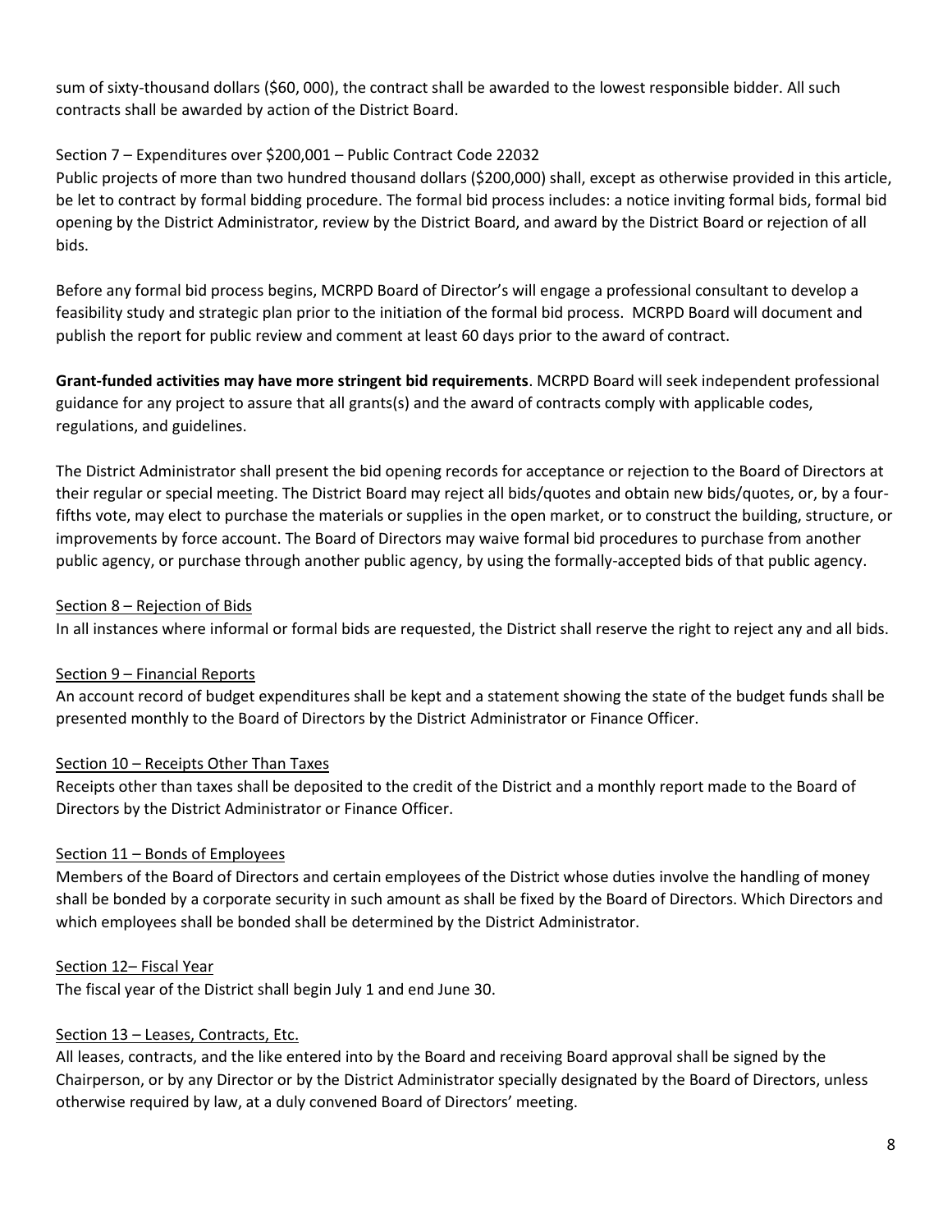sum of sixty-thousand dollars ($60, 000), the contract shall be awarded to the lowest responsible bidder. All such contracts shall be awarded by action of the District Board.

Section 7 – Expenditures over $200,001 – Public Contract Code 22032

Public projects of more than two hundred thousand dollars ($200,000) shall, except as otherwise provided in this article, be let to contract by formal bidding procedure. The formal bid process includes: a notice inviting formal bids, formal bid opening by the District Administrator, review by the District Board, and award by the District Board or rejection of all bids.

Before any formal bid process begins, MCRPD Board of Director's will engage a professional consultant to develop a feasibility study and strategic plan prior to the initiation of the formal bid process. MCRPD Board will document and publish the report for public review and comment at least 60 days prior to the award of contract.

**Grant-funded activities may have more stringent bid requirements**. MCRPD Board will seek independent professional guidance for any project to assure that all grants(s) and the award of contracts comply with applicable codes, regulations, and guidelines.

The District Administrator shall present the bid opening records for acceptance or rejection to the Board of Directors at their regular or special meeting. The District Board may reject all bids/quotes and obtain new bids/quotes, or, by a four-fifths vote, may elect to purchase the materials or supplies in the open market, or to construct the building, structure, or improvements by force account. The Board of Directors may waive formal bid procedures to purchase from another public agency, or purchase through another public agency, by using the formally-accepted bids of that public agency.

Section 8 – Rejection of Bids

In all instances where informal or formal bids are requested, the District shall reserve the right to reject any and all bids.

Section 9 – Financial Reports

An account record of budget expenditures shall be kept and a statement showing the state of the budget funds shall be presented monthly to the Board of Directors by the District Administrator or Finance Officer.

Section 10 – Receipts Other Than Taxes

Receipts other than taxes shall be deposited to the credit of the District and a monthly report made to the Board of Directors by the District Administrator or Finance Officer.

Section 11 – Bonds of Employees

Members of the Board of Directors and certain employees of the District whose duties involve the handling of money shall be bonded by a corporate security in such amount as shall be fixed by the Board of Directors. Which Directors and which employees shall be bonded shall be determined by the District Administrator.

Section 12– Fiscal Year

The fiscal year of the District shall begin July 1 and end June 30.

Section 13 – Leases, Contracts, Etc.

All leases, contracts, and the like entered into by the Board and receiving Board approval shall be signed by the Chairperson, or by any Director or by the District Administrator specially designated by the Board of Directors, unless otherwise required by law, at a duly convened Board of Directors' meeting.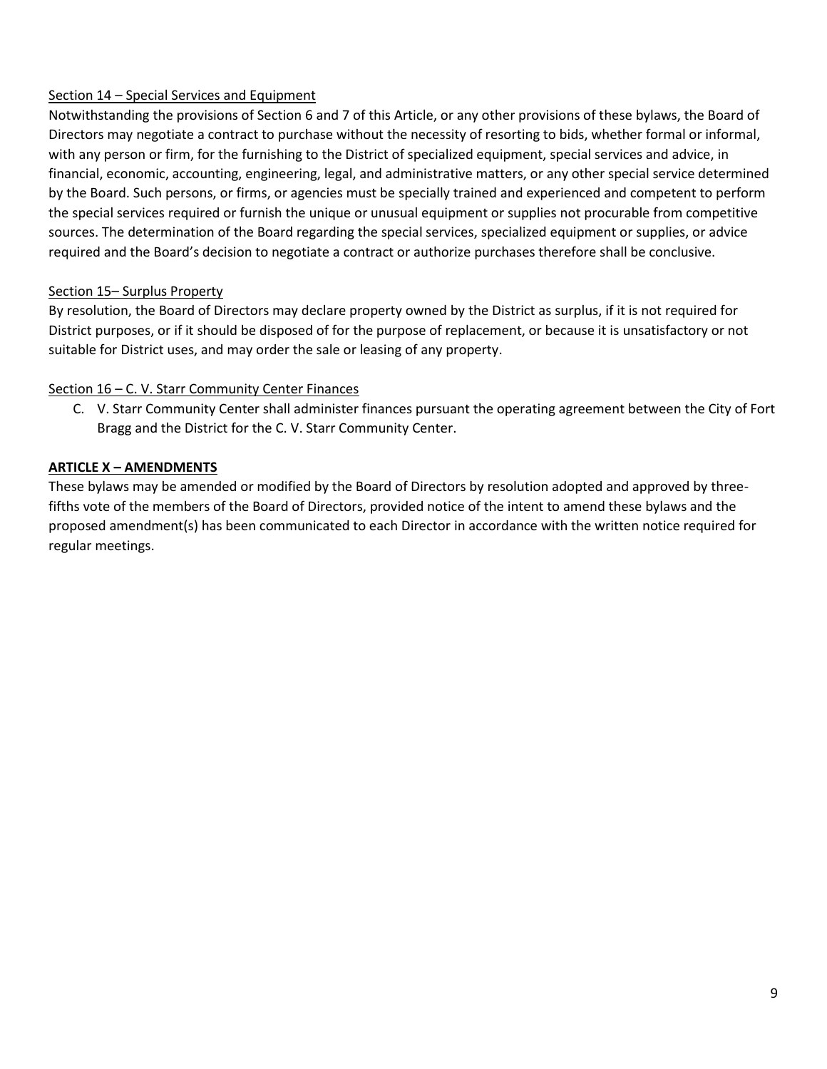Section 14 – Special Services and Equipment

Notwithstanding the provisions of Section 6 and 7 of this Article, or any other provisions of these bylaws, the Board of Directors may negotiate a contract to purchase without the necessity of resorting to bids, whether formal or informal, with any person or firm, for the furnishing to the District of specialized equipment, special services and advice, in financial, economic, accounting, engineering, legal, and administrative matters, or any other special service determined by the Board. Such persons, or firms, or agencies must be specially trained and experienced and competent to perform the special services required or furnish the unique or unusual equipment or supplies not procurable from competitive sources. The determination of the Board regarding the special services, specialized equipment or supplies, or advice required and the Board's decision to negotiate a contract or authorize purchases therefore shall be conclusive.

Section 15– Surplus Property

By resolution, the Board of Directors may declare property owned by the District as surplus, if it is not required for District purposes, or if it should be disposed of for the purpose of replacement, or because it is unsatisfactory or not suitable for District uses, and may order the sale or leasing of any property.

Section 16 – C. V. Starr Community Center Finances

C. V. Starr Community Center shall administer finances pursuant the operating agreement between the City of Fort Bragg and the District for the C. V. Starr Community Center.

**ARTICLE X – AMENDMENTS**

These bylaws may be amended or modified by the Board of Directors by resolution adopted and approved by three-fifths vote of the members of the Board of Directors, provided notice of the intent to amend these bylaws and the proposed amendment(s) has been communicated to each Director in accordance with the written notice required for regular meetings.